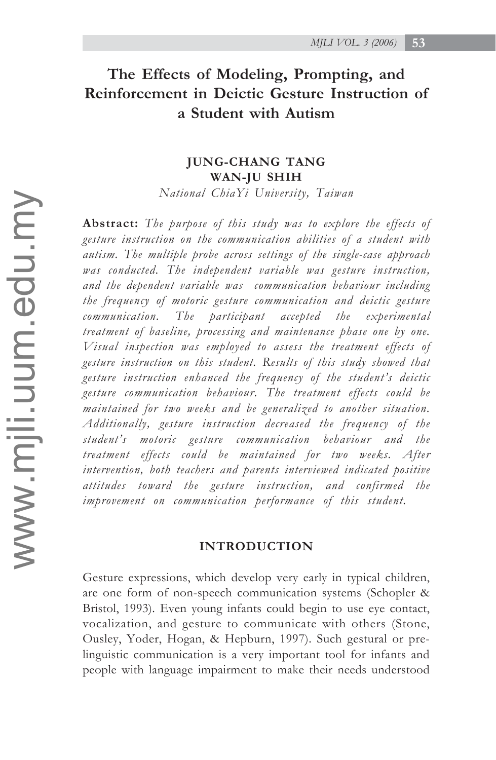# The Effects of Modeling, Prompting, and Reinforcement in Deictic Gesture Instruction of a Student with Autism

**JUNG-CHANG TANG**
**WAN-JU SHIH**
*National ChiaYi University, Taiwan*

**Abstract:** *The purpose of this study was to explore the effects of gesture instruction on the communication abilities of a student with autism. The multiple probe across settings of the single-case approach was conducted. The independent variable was gesture instruction, and the dependent variable was communication behaviour including the frequency of motoric gesture communication and deictic gesture communication. The participant accepted the experimental treatment of baseline, processing and maintenance phase one by one. Visual inspection was employed to assess the treatment effects of gesture instruction on this student. Results of this study showed that gesture instruction enhanced the frequency of the student's deictic gesture communication behaviour. The treatment effects could be maintained for two weeks and be generalized to another situation. Additionally, gesture instruction decreased the frequency of the student's motoric gesture communication behaviour and the treatment effects could be maintained for two weeks. After intervention, both teachers and parents interviewed indicated positive attitudes toward the gesture instruction, and confirmed the improvement on communication performance of this student.*

## INTRODUCTION

Gesture expressions, which develop very early in typical children, are one form of non-speech communication systems (Schopler & Bristol, 1993). Even young infants could begin to use eye contact, vocalization, and gesture to communicate with others (Stone, Ousley, Yoder, Hogan, & Hepburn, 1997). Such gestural or pre-linguistic communication is a very important tool for infants and people with language impairment to make their needs understood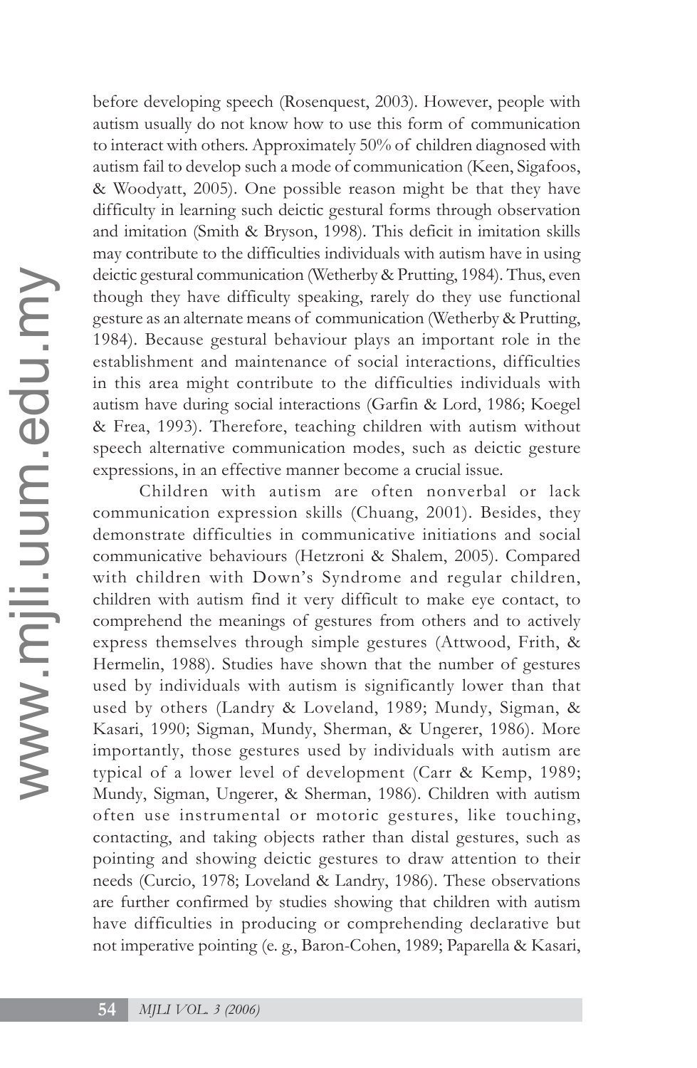before developing speech (Rosenquest, 2003). However, people with autism usually do not know how to use this form of communication to interact with others. Approximately 50% of children diagnosed with autism fail to develop such a mode of communication (Keen, Sigafoos, & Woodyatt, 2005). One possible reason might be that they have difficulty in learning such deictic gestural forms through observation and imitation (Smith & Bryson, 1998). This deficit in imitation skills may contribute to the difficulties individuals with autism have in using deictic gestural communication (Wetherby & Prutting, 1984). Thus, even though they have difficulty speaking, rarely do they use functional gesture as an alternate means of communication (Wetherby & Prutting, 1984). Because gestural behaviour plays an important role in the establishment and maintenance of social interactions, difficulties in this area might contribute to the difficulties individuals with autism have during social interactions (Garfin & Lord, 1986; Koegel & Frea, 1993). Therefore, teaching children with autism without speech alternative communication modes, such as deictic gesture expressions, in an effective manner become a crucial issue.

Children with autism are often nonverbal or lack communication expression skills (Chuang, 2001). Besides, they demonstrate difficulties in communicative initiations and social communicative behaviours (Hetzroni & Shalem, 2005). Compared with children with Down's Syndrome and regular children, children with autism find it very difficult to make eye contact, to comprehend the meanings of gestures from others and to actively express themselves through simple gestures (Attwood, Frith, & Hermelin, 1988). Studies have shown that the number of gestures used by individuals with autism is significantly lower than that used by others (Landry & Loveland, 1989; Mundy, Sigman, & Kasari, 1990; Sigman, Mundy, Sherman, & Ungerer, 1986). More importantly, those gestures used by individuals with autism are typical of a lower level of development (Carr & Kemp, 1989; Mundy, Sigman, Ungerer, & Sherman, 1986). Children with autism often use instrumental or motoric gestures, like touching, contacting, and taking objects rather than distal gestures, such as pointing and showing deictic gestures to draw attention to their needs (Curcio, 1978; Loveland & Landry, 1986). These observations are further confirmed by studies showing that children with autism have difficulties in producing or comprehending declarative but not imperative pointing (e. g., Baron-Cohen, 1989; Paparella & Kasari,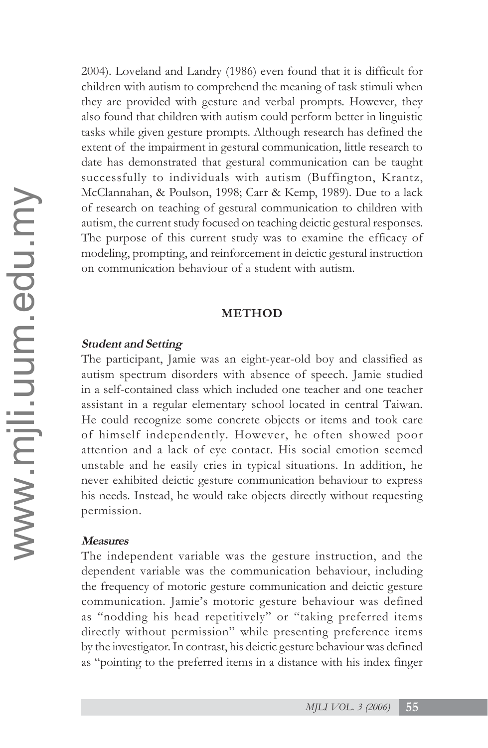2004). Loveland and Landry (1986) even found that it is difficult for children with autism to comprehend the meaning of task stimuli when they are provided with gesture and verbal prompts. However, they also found that children with autism could perform better in linguistic tasks while given gesture prompts. Although research has defined the extent of the impairment in gestural communication, little research to date has demonstrated that gestural communication can be taught successfully to individuals with autism (Buffington, Krantz, McClannahan, & Poulson, 1998; Carr & Kemp, 1989). Due to a lack of research on teaching of gestural communication to children with autism, the current study focused on teaching deictic gestural responses. The purpose of this current study was to examine the efficacy of modeling, prompting, and reinforcement in deictic gestural instruction on communication behaviour of a student with autism.

## METHOD

### *Student and Setting*

The participant, Jamie was an eight-year-old boy and classified as autism spectrum disorders with absence of speech. Jamie studied in a self-contained class which included one teacher and one teacher assistant in a regular elementary school located in central Taiwan. He could recognize some concrete objects or items and took care of himself independently. However, he often showed poor attention and a lack of eye contact. His social emotion seemed unstable and he easily cries in typical situations. In addition, he never exhibited deictic gesture communication behaviour to express his needs. Instead, he would take objects directly without requesting permission.

### *Measures*

The independent variable was the gesture instruction, and the dependent variable was the communication behaviour, including the frequency of motoric gesture communication and deictic gesture communication. Jamie's motoric gesture behaviour was defined as "nodding his head repetitively" or "taking preferred items directly without permission" while presenting preference items by the investigator. In contrast, his deictic gesture behaviour was defined as "pointing to the preferred items in a distance with his index finger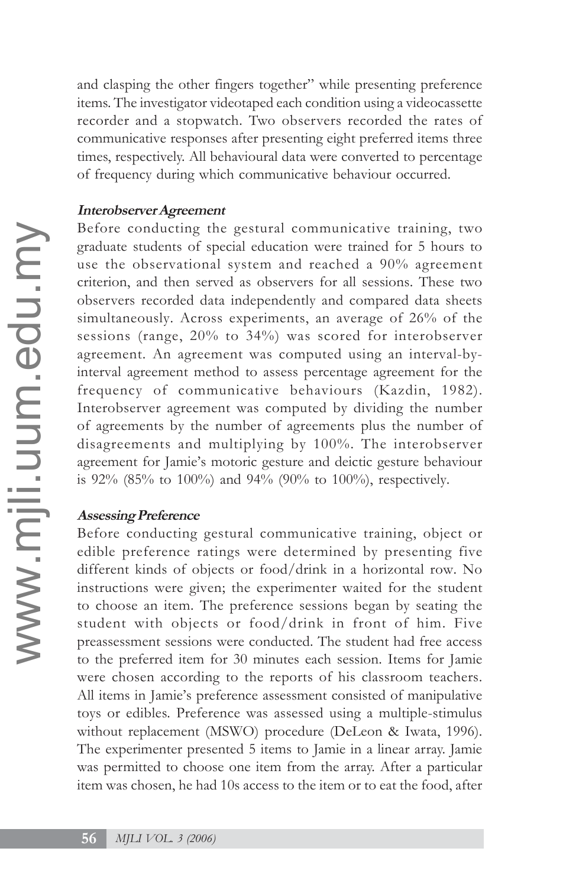and clasping the other fingers together" while presenting preference items. The investigator videotaped each condition using a videocassette recorder and a stopwatch. Two observers recorded the rates of communicative responses after presenting eight preferred items three times, respectively. All behavioural data were converted to percentage of frequency during which communicative behaviour occurred.

#### *Interobserver Agreement*

Before conducting the gestural communicative training, two graduate students of special education were trained for 5 hours to use the observational system and reached a 90% agreement criterion, and then served as observers for all sessions. These two observers recorded data independently and compared data sheets simultaneously. Across experiments, an average of 26% of the sessions (range, 20% to 34%) was scored for interobserver agreement. An agreement was computed using an interval-by-interval agreement method to assess percentage agreement for the frequency of communicative behaviours (Kazdin, 1982). Interobserver agreement was computed by dividing the number of agreements by the number of agreements plus the number of disagreements and multiplying by 100%. The interobserver agreement for Jamie's motoric gesture and deictic gesture behaviour is 92% (85% to 100%) and 94% (90% to 100%), respectively.

#### *Assessing Preference*

Before conducting gestural communicative training, object or edible preference ratings were determined by presenting five different kinds of objects or food/drink in a horizontal row. No instructions were given; the experimenter waited for the student to choose an item. The preference sessions began by seating the student with objects or food/drink in front of him. Five preassessment sessions were conducted. The student had free access to the preferred item for 30 minutes each session. Items for Jamie were chosen according to the reports of his classroom teachers. All items in Jamie's preference assessment consisted of manipulative toys or edibles. Preference was assessed using a multiple-stimulus without replacement (MSWO) procedure (DeLeon & Iwata, 1996). The experimenter presented 5 items to Jamie in a linear array. Jamie was permitted to choose one item from the array. After a particular item was chosen, he had 10s access to the item or to eat the food, after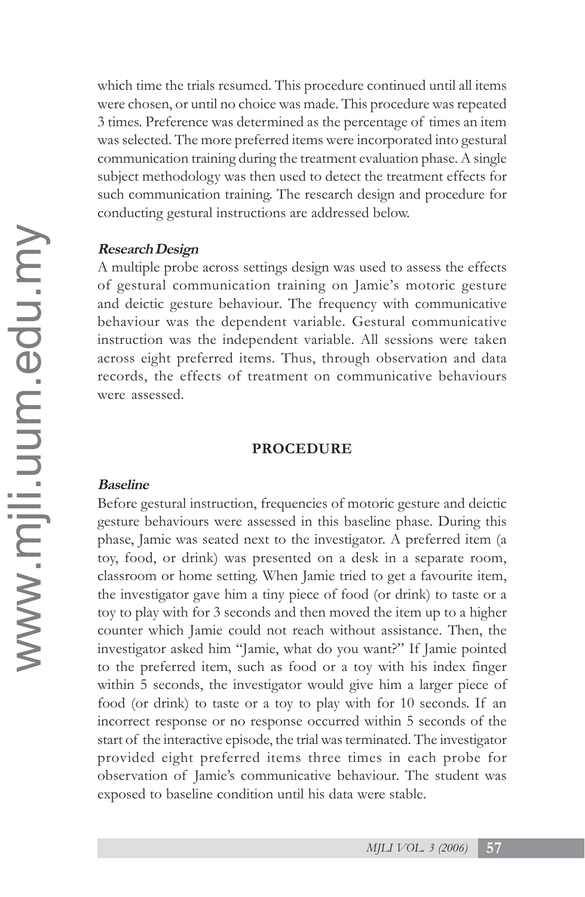which time the trials resumed. This procedure continued until all items were chosen, or until no choice was made. This procedure was repeated 3 times. Preference was determined as the percentage of times an item was selected. The more preferred items were incorporated into gestural communication training during the treatment evaluation phase. A single subject methodology was then used to detect the treatment effects for such communication training. The research design and procedure for conducting gestural instructions are addressed below.

***Research Design***

A multiple probe across settings design was used to assess the effects of gestural communication training on Jamie's motoric gesture and deictic gesture behaviour. The frequency with communicative behaviour was the dependent variable. Gestural communicative instruction was the independent variable. All sessions were taken across eight preferred items. Thus, through observation and data records, the effects of treatment on communicative behaviours were assessed.

## PROCEDURE

***Baseline***

Before gestural instruction, frequencies of motoric gesture and deictic gesture behaviours were assessed in this baseline phase. During this phase, Jamie was seated next to the investigator. A preferred item (a toy, food, or drink) was presented on a desk in a separate room, classroom or home setting. When Jamie tried to get a favourite item, the investigator gave him a tiny piece of food (or drink) to taste or a toy to play with for 3 seconds and then moved the item up to a higher counter which Jamie could not reach without assistance. Then, the investigator asked him "Jamie, what do you want?" If Jamie pointed to the preferred item, such as food or a toy with his index finger within 5 seconds, the investigator would give him a larger piece of food (or drink) to taste or a toy to play with for 10 seconds. If an incorrect response or no response occurred within 5 seconds of the start of the interactive episode, the trial was terminated. The investigator provided eight preferred items three times in each probe for observation of Jamie's communicative behaviour. The student was exposed to baseline condition until his data were stable.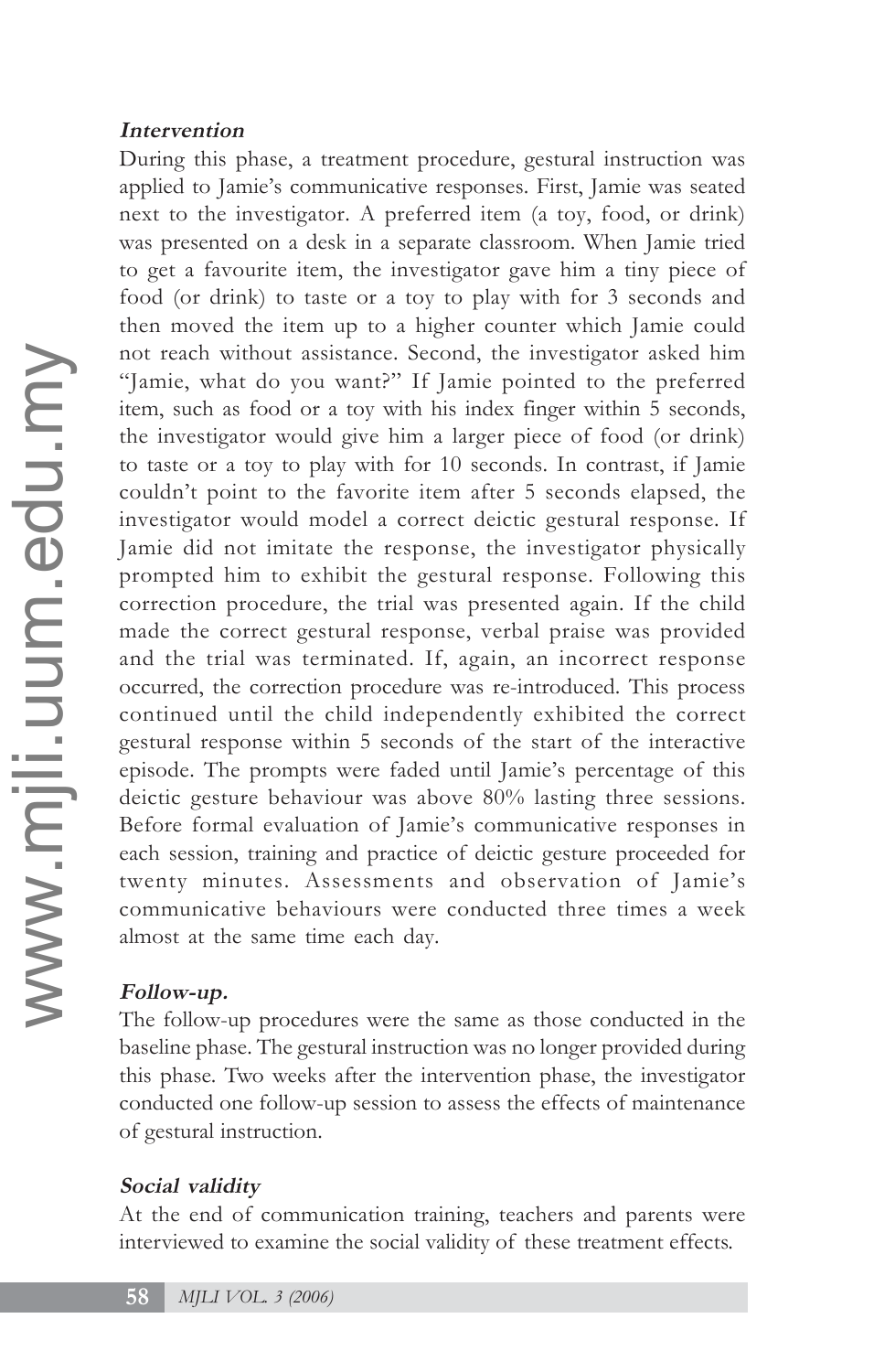#### *Intervention*

During this phase, a treatment procedure, gestural instruction was applied to Jamie's communicative responses. First, Jamie was seated next to the investigator. A preferred item (a toy, food, or drink) was presented on a desk in a separate classroom. When Jamie tried to get a favourite item, the investigator gave him a tiny piece of food (or drink) to taste or a toy to play with for 3 seconds and then moved the item up to a higher counter which Jamie could not reach without assistance. Second, the investigator asked him "Jamie, what do you want?" If Jamie pointed to the preferred item, such as food or a toy with his index finger within 5 seconds, the investigator would give him a larger piece of food (or drink) to taste or a toy to play with for 10 seconds. In contrast, if Jamie couldn't point to the favorite item after 5 seconds elapsed, the investigator would model a correct deictic gestural response. If Jamie did not imitate the response, the investigator physically prompted him to exhibit the gestural response. Following this correction procedure, the trial was presented again. If the child made the correct gestural response, verbal praise was provided and the trial was terminated. If, again, an incorrect response occurred, the correction procedure was re-introduced. This process continued until the child independently exhibited the correct gestural response within 5 seconds of the start of the interactive episode. The prompts were faded until Jamie's percentage of this deictic gesture behaviour was above 80% lasting three sessions. Before formal evaluation of Jamie's communicative responses in each session, training and practice of deictic gesture proceeded for twenty minutes. Assessments and observation of Jamie's communicative behaviours were conducted three times a week almost at the same time each day.

#### *Follow-up.*

The follow-up procedures were the same as those conducted in the baseline phase. The gestural instruction was no longer provided during this phase. Two weeks after the intervention phase, the investigator conducted one follow-up session to assess the effects of maintenance of gestural instruction.

#### *Social validity*

At the end of communication training, teachers and parents were interviewed to examine the social validity of these treatment effects.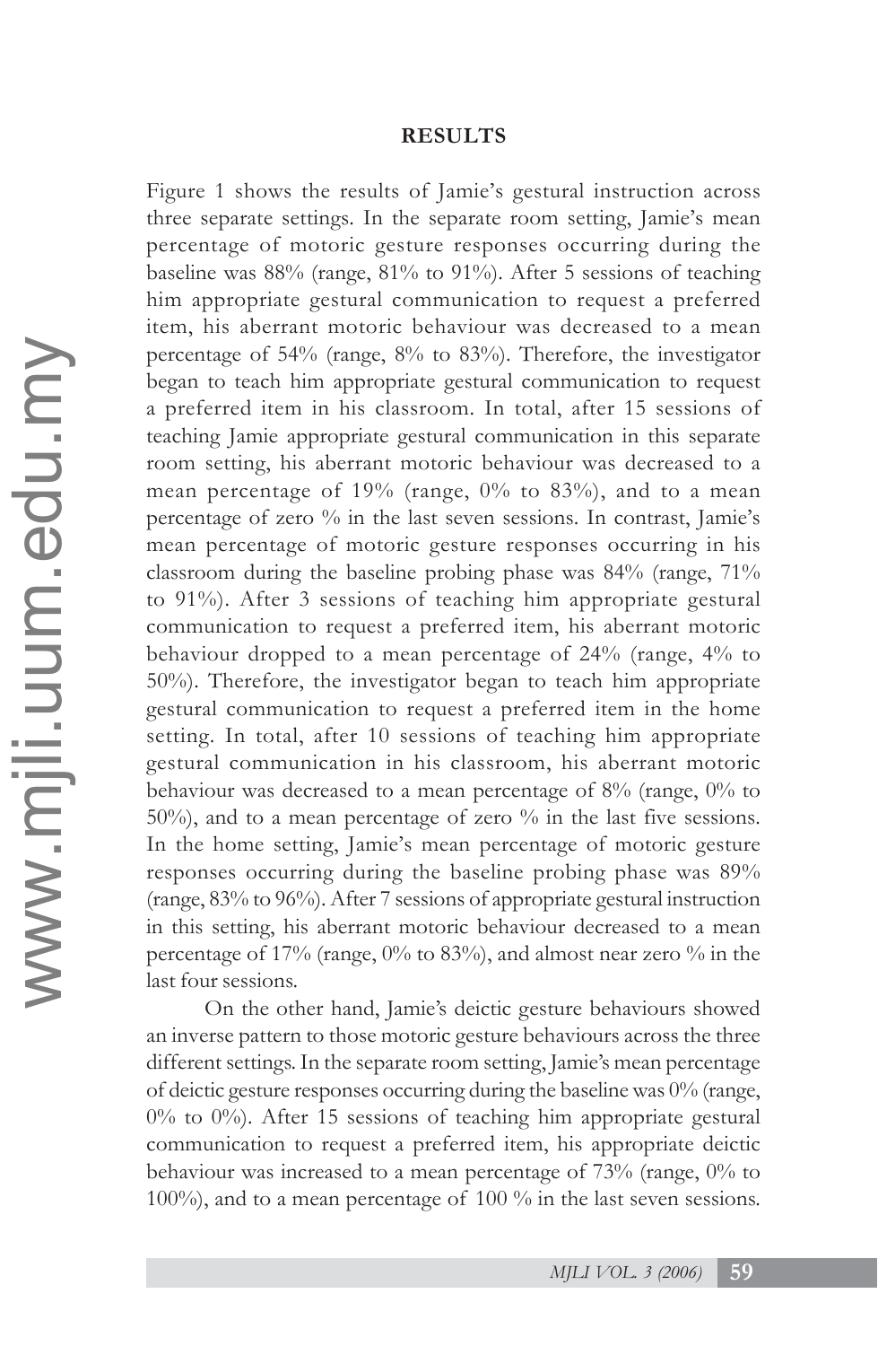## RESULTS

Figure 1 shows the results of Jamie's gestural instruction across three separate settings. In the separate room setting, Jamie's mean percentage of motoric gesture responses occurring during the baseline was 88% (range, 81% to 91%). After 5 sessions of teaching him appropriate gestural communication to request a preferred item, his aberrant motoric behaviour was decreased to a mean percentage of 54% (range, 8% to 83%). Therefore, the investigator began to teach him appropriate gestural communication to request a preferred item in his classroom. In total, after 15 sessions of teaching Jamie appropriate gestural communication in this separate room setting, his aberrant motoric behaviour was decreased to a mean percentage of 19% (range, 0% to 83%), and to a mean percentage of zero % in the last seven sessions. In contrast, Jamie's mean percentage of motoric gesture responses occurring in his classroom during the baseline probing phase was 84% (range, 71% to 91%). After 3 sessions of teaching him appropriate gestural communication to request a preferred item, his aberrant motoric behaviour dropped to a mean percentage of 24% (range, 4% to 50%). Therefore, the investigator began to teach him appropriate gestural communication to request a preferred item in the home setting. In total, after 10 sessions of teaching him appropriate gestural communication in his classroom, his aberrant motoric behaviour was decreased to a mean percentage of 8% (range, 0% to 50%), and to a mean percentage of zero % in the last five sessions. In the home setting, Jamie's mean percentage of motoric gesture responses occurring during the baseline probing phase was 89% (range, 83% to 96%). After 7 sessions of appropriate gestural instruction in this setting, his aberrant motoric behaviour decreased to a mean percentage of 17% (range, 0% to 83%), and almost near zero % in the last four sessions.

On the other hand, Jamie's deictic gesture behaviours showed an inverse pattern to those motoric gesture behaviours across the three different settings. In the separate room setting, Jamie's mean percentage of deictic gesture responses occurring during the baseline was 0% (range, 0% to 0%). After 15 sessions of teaching him appropriate gestural communication to request a preferred item, his appropriate deictic behaviour was increased to a mean percentage of 73% (range, 0% to 100%), and to a mean percentage of 100 % in the last seven sessions.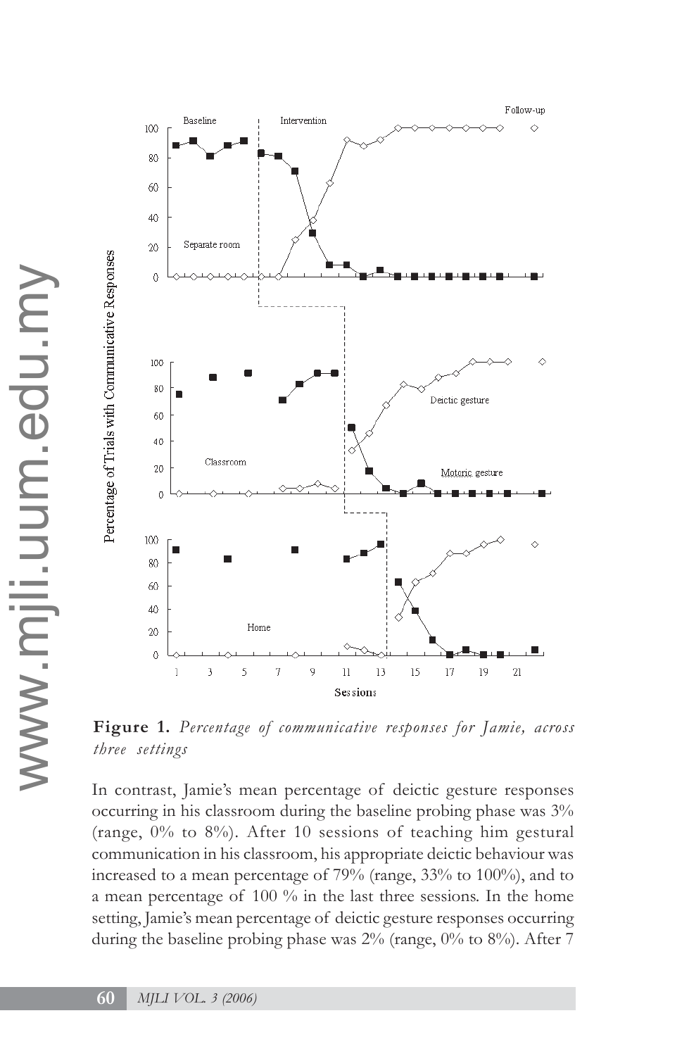**Figure 1.** *Percentage of communicative responses for Jamie, across three settings*

In contrast, Jamie's mean percentage of deictic gesture responses occurring in his classroom during the baseline probing phase was 3% (range, 0% to 8%). After 10 sessions of teaching him gestural communication in his classroom, his appropriate deictic behaviour was increased to a mean percentage of 79% (range, 33% to 100%), and to a mean percentage of 100 % in the last three sessions. In the home setting, Jamie's mean percentage of deictic gesture responses occurring during the baseline probing phase was 2% (range, 0% to 8%). After 7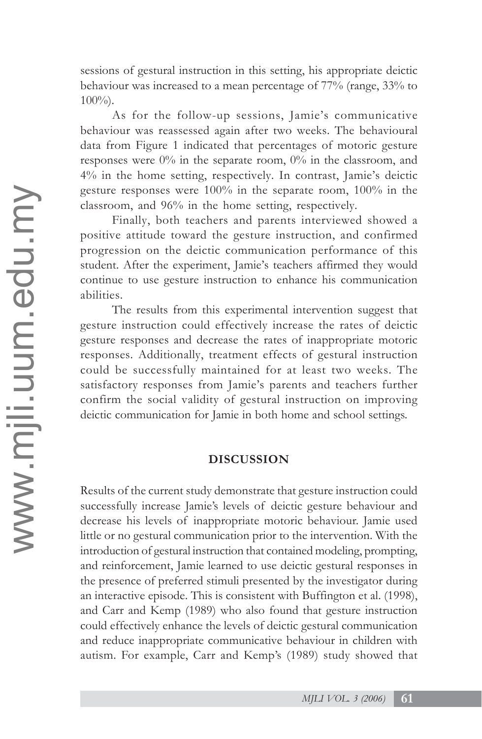sessions of gestural instruction in this setting, his appropriate deictic behaviour was increased to a mean percentage of 77% (range, 33% to 100%).

As for the follow-up sessions, Jamie's communicative behaviour was reassessed again after two weeks. The behavioural data from Figure 1 indicated that percentages of motoric gesture responses were 0% in the separate room, 0% in the classroom, and 4% in the home setting, respectively. In contrast, Jamie's deictic gesture responses were 100% in the separate room, 100% in the classroom, and 96% in the home setting, respectively.

Finally, both teachers and parents interviewed showed a positive attitude toward the gesture instruction, and confirmed progression on the deictic communication performance of this student. After the experiment, Jamie's teachers affirmed they would continue to use gesture instruction to enhance his communication abilities.

The results from this experimental intervention suggest that gesture instruction could effectively increase the rates of deictic gesture responses and decrease the rates of inappropriate motoric responses. Additionally, treatment effects of gestural instruction could be successfully maintained for at least two weeks. The satisfactory responses from Jamie's parents and teachers further confirm the social validity of gestural instruction on improving deictic communication for Jamie in both home and school settings.

## DISCUSSION

Results of the current study demonstrate that gesture instruction could successfully increase Jamie's levels of deictic gesture behaviour and decrease his levels of inappropriate motoric behaviour. Jamie used little or no gestural communication prior to the intervention. With the introduction of gestural instruction that contained modeling, prompting, and reinforcement, Jamie learned to use deictic gestural responses in the presence of preferred stimuli presented by the investigator during an interactive episode. This is consistent with Buffington et al. (1998), and Carr and Kemp (1989) who also found that gesture instruction could effectively enhance the levels of deictic gestural communication and reduce inappropriate communicative behaviour in children with autism. For example, Carr and Kemp's (1989) study showed that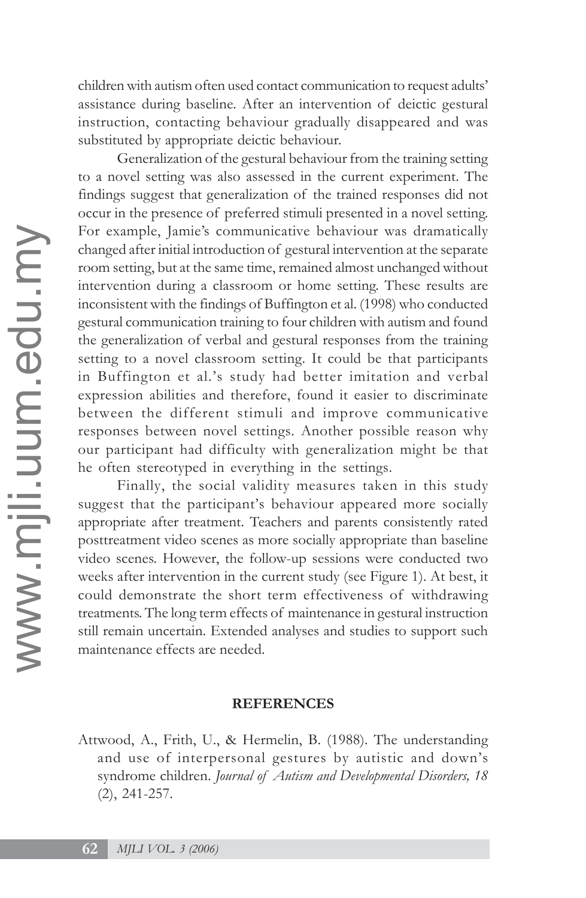children with autism often used contact communication to request adults' assistance during baseline. After an intervention of deictic gestural instruction, contacting behaviour gradually disappeared and was substituted by appropriate deictic behaviour.

Generalization of the gestural behaviour from the training setting to a novel setting was also assessed in the current experiment. The findings suggest that generalization of the trained responses did not occur in the presence of preferred stimuli presented in a novel setting. For example, Jamie's communicative behaviour was dramatically changed after initial introduction of gestural intervention at the separate room setting, but at the same time, remained almost unchanged without intervention during a classroom or home setting. These results are inconsistent with the findings of Buffington et al. (1998) who conducted gestural communication training to four children with autism and found the generalization of verbal and gestural responses from the training setting to a novel classroom setting. It could be that participants in Buffington et al.'s study had better imitation and verbal expression abilities and therefore, found it easier to discriminate between the different stimuli and improve communicative responses between novel settings. Another possible reason why our participant had difficulty with generalization might be that he often stereotyped in everything in the settings.

Finally, the social validity measures taken in this study suggest that the participant's behaviour appeared more socially appropriate after treatment. Teachers and parents consistently rated posttreatment video scenes as more socially appropriate than baseline video scenes. However, the follow-up sessions were conducted two weeks after intervention in the current study (see Figure 1). At best, it could demonstrate the short term effectiveness of withdrawing treatments. The long term effects of maintenance in gestural instruction still remain uncertain. Extended analyses and studies to support such maintenance effects are needed.

## REFERENCES

Attwood, A., Frith, U., & Hermelin, B. (1988). The understanding and use of interpersonal gestures by autistic and down's syndrome children. *Journal of Autism and Developmental Disorders, 18* (2), 241-257.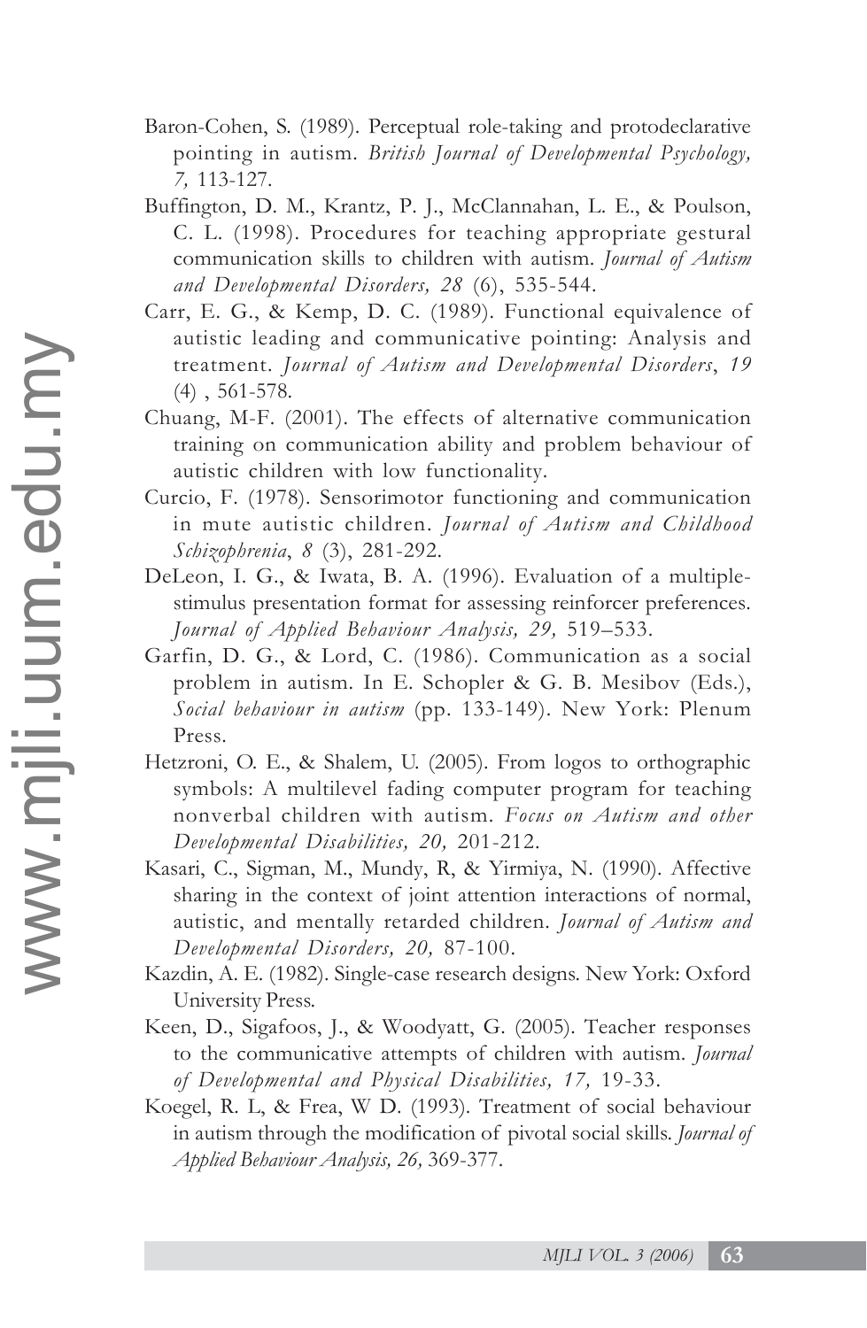Baron-Cohen, S. (1989). Perceptual role-taking and protodeclarative pointing in autism. *British Journal of Developmental Psychology, 7,* 113-127.

Buffington, D. M., Krantz, P. J., McClannahan, L. E., & Poulson, C. L. (1998). Procedures for teaching appropriate gestural communication skills to children with autism. *Journal of Autism and Developmental Disorders, 28* (6), 535-544.

Carr, E. G., & Kemp, D. C. (1989). Functional equivalence of autistic leading and communicative pointing: Analysis and treatment. *Journal of Autism and Developmental Disorders*, *19* (4) , 561-578.

Chuang, M-F. (2001). The effects of alternative communication training on communication ability and problem behaviour of autistic children with low functionality.

Curcio, F. (1978). Sensorimotor functioning and communication in mute autistic children. *Journal of Autism and Childhood Schizophrenia*, *8* (3), 281-292.

DeLeon, I. G., & Iwata, B. A. (1996). Evaluation of a multiple-stimulus presentation format for assessing reinforcer preferences. *Journal of Applied Behaviour Analysis, 29,* 519–533.

Garfin, D. G., & Lord, C. (1986). Communication as a social problem in autism. In E. Schopler & G. B. Mesibov (Eds.), *Social behaviour in autism* (pp. 133-149). New York: Plenum Press.

Hetzroni, O. E., & Shalem, U. (2005). From logos to orthographic symbols: A multilevel fading computer program for teaching nonverbal children with autism. *Focus on Autism and other Developmental Disabilities, 20,* 201-212.

Kasari, C., Sigman, M., Mundy, R, & Yirmiya, N. (1990). Affective sharing in the context of joint attention interactions of normal, autistic, and mentally retarded children. *Journal of Autism and Developmental Disorders, 20,* 87-100.

Kazdin, A. E. (1982). Single-case research designs. New York: Oxford University Press.

Keen, D., Sigafoos, J., & Woodyatt, G. (2005). Teacher responses to the communicative attempts of children with autism. *Journal of Developmental and Physical Disabilities, 17,* 19-33.

Koegel, R. L, & Frea, W D. (1993). Treatment of social behaviour in autism through the modification of pivotal social skills. *Journal of Applied Behaviour Analysis, 26,* 369-377.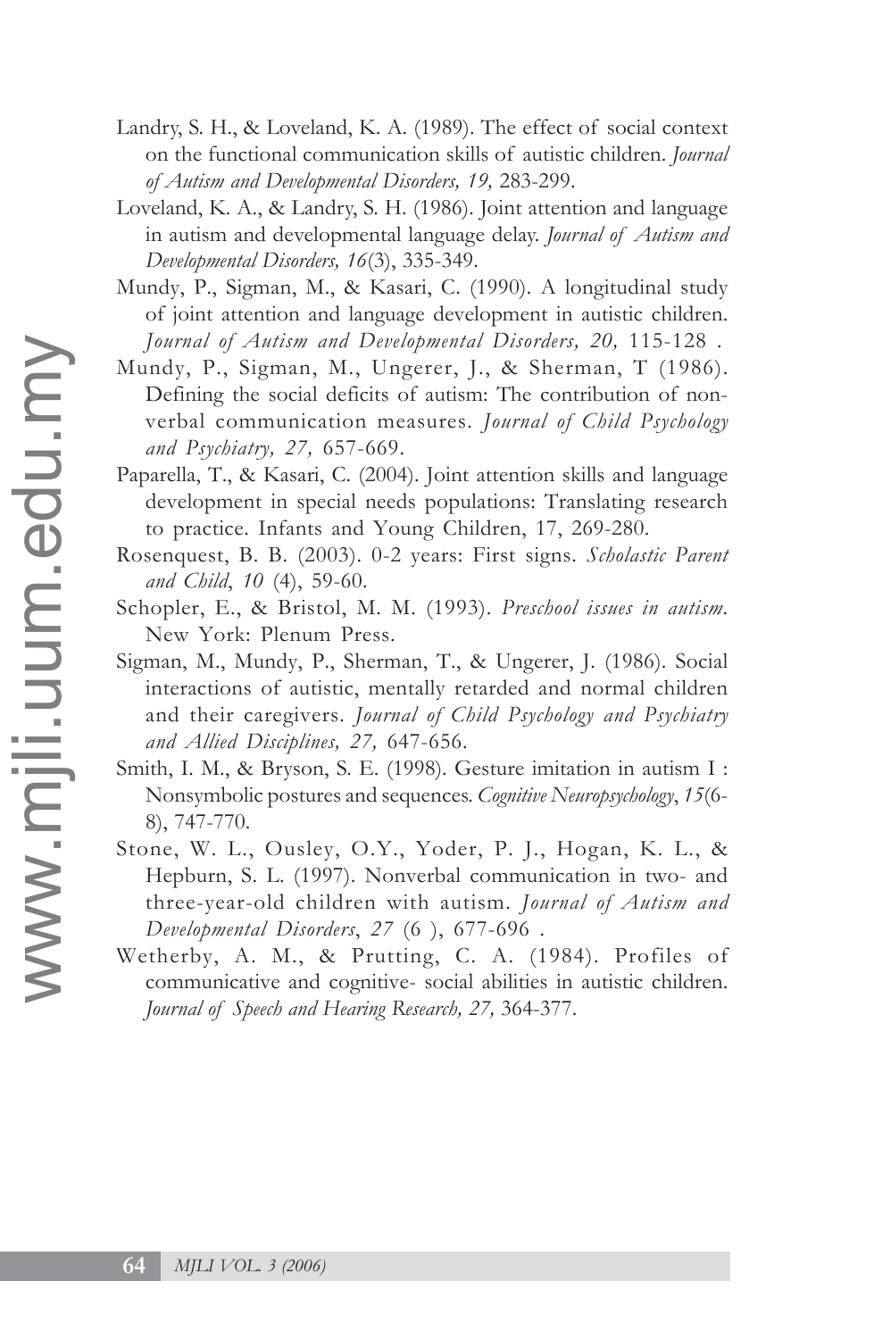Landry, S. H., & Loveland, K. A. (1989). The effect of social context on the functional communication skills of autistic children. *Journal of Autism and Developmental Disorders, 19,* 283-299.

Loveland, K. A., & Landry, S. H. (1986). Joint attention and language in autism and developmental language delay. *Journal of Autism and Developmental Disorders, 16*(3), 335-349.

Mundy, P., Sigman, M., & Kasari, C. (1990). A longitudinal study of joint attention and language development in autistic children. *Journal of Autism and Developmental Disorders, 20,* 115-128 .

Mundy, P., Sigman, M., Ungerer, J., & Sherman, T (1986). Defining the social deficits of autism: The contribution of non-verbal communication measures. *Journal of Child Psychology and Psychiatry, 27,* 657-669.

Paparella, T., & Kasari, C. (2004). Joint attention skills and language development in special needs populations: Translating research to practice. Infants and Young Children, 17, 269-280.

Rosenquest, B. B. (2003). 0-2 years: First signs. *Scholastic Parent and Child*, *10* (4), 59-60.

Schopler, E., & Bristol, M. M. (1993). *Preschool issues in autism*. New York: Plenum Press.

Sigman, M., Mundy, P., Sherman, T., & Ungerer, J. (1986). Social interactions of autistic, mentally retarded and normal children and their caregivers. *Journal of Child Psychology and Psychiatry and Allied Disciplines, 27,* 647-656.

Smith, I. M., & Bryson, S. E. (1998). Gesture imitation in autism I : Nonsymbolic postures and sequences. *Cognitive Neuropsychology*, *15*(6-8), 747-770.

Stone, W. L., Ousley, O.Y., Yoder, P. J., Hogan, K. L., & Hepburn, S. L. (1997). Nonverbal communication in two- and three-year-old children with autism. *Journal of Autism and Developmental Disorders*, *27* (6 ), 677-696 .

Wetherby, A. M., & Prutting, C. A. (1984). Profiles of communicative and cognitive- social abilities in autistic children. *Journal of Speech and Hearing Research, 27,* 364-377.